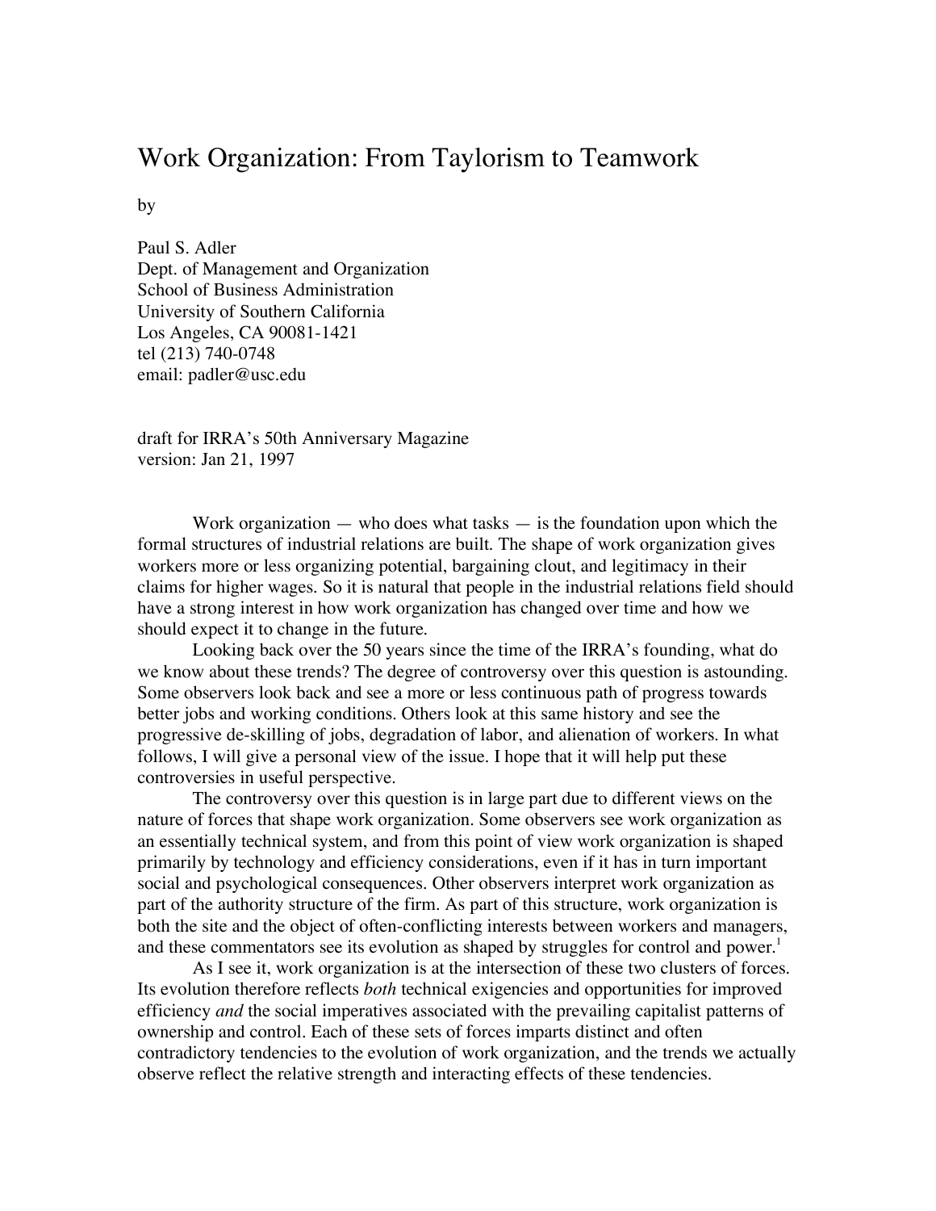# Work Organization: From Taylorism to Teamwork

by

Paul S. Adler
Dept. of Management and Organization
School of Business Administration
University of Southern California
Los Angeles, CA 90081-1421
tel (213) 740-0748
email: padler@usc.edu

draft for IRRA's 50th Anniversary Magazine
version: Jan 21, 1997

Work organization — who does what tasks — is the foundation upon which the formal structures of industrial relations are built. The shape of work organization gives workers more or less organizing potential, bargaining clout, and legitimacy in their claims for higher wages. So it is natural that people in the industrial relations field should have a strong interest in how work organization has changed over time and how we should expect it to change in the future.

Looking back over the 50 years since the time of the IRRA's founding, what do we know about these trends? The degree of controversy over this question is astounding. Some observers look back and see a more or less continuous path of progress towards better jobs and working conditions. Others look at this same history and see the progressive de-skilling of jobs, degradation of labor, and alienation of workers. In what follows, I will give a personal view of the issue. I hope that it will help put these controversies in useful perspective.

The controversy over this question is in large part due to different views on the nature of forces that shape work organization. Some observers see work organization as an essentially technical system, and from this point of view work organization is shaped primarily by technology and efficiency considerations, even if it has in turn important social and psychological consequences. Other observers interpret work organization as part of the authority structure of the firm. As part of this structure, work organization is both the site and the object of often-conflicting interests between workers and managers, and these commentators see its evolution as shaped by struggles for control and power.[1]

As I see it, work organization is at the intersection of these two clusters of forces. Its evolution therefore reflects *both* technical exigencies and opportunities for improved efficiency *and* the social imperatives associated with the prevailing capitalist patterns of ownership and control. Each of these sets of forces imparts distinct and often contradictory tendencies to the evolution of work organization, and the trends we actually observe reflect the relative strength and interacting effects of these tendencies.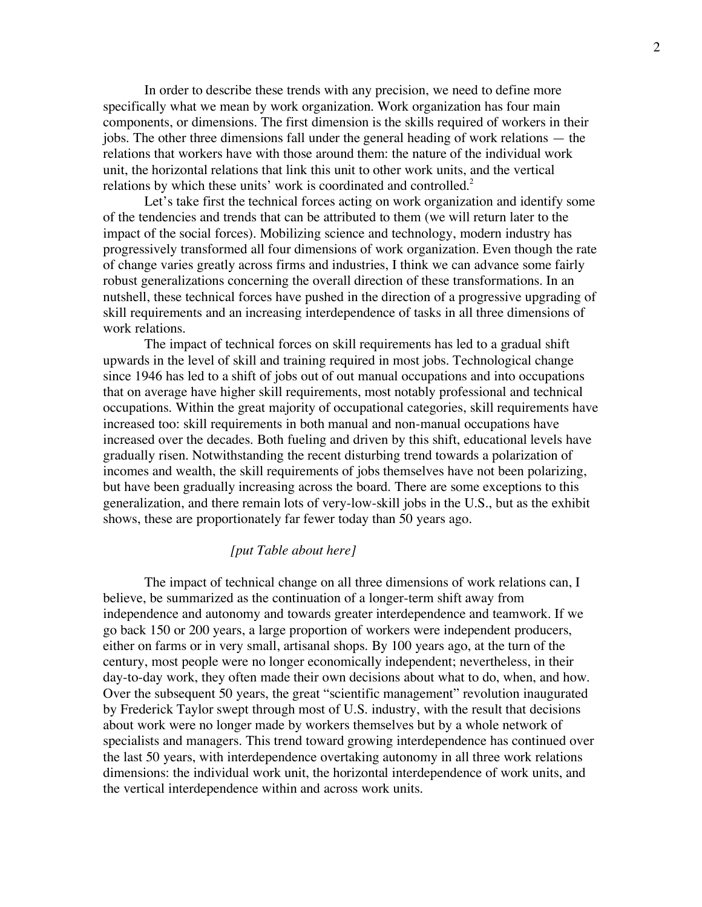In order to describe these trends with any precision, we need to define more specifically what we mean by work organization. Work organization has four main components, or dimensions. The first dimension is the skills required of workers in their jobs. The other three dimensions fall under the general heading of work relations — the relations that workers have with those around them: the nature of the individual work unit, the horizontal relations that link this unit to other work units, and the vertical relations by which these units' work is coordinated and controlled.[2]

Let's take first the technical forces acting on work organization and identify some of the tendencies and trends that can be attributed to them (we will return later to the impact of the social forces). Mobilizing science and technology, modern industry has progressively transformed all four dimensions of work organization. Even though the rate of change varies greatly across firms and industries, I think we can advance some fairly robust generalizations concerning the overall direction of these transformations. In an nutshell, these technical forces have pushed in the direction of a progressive upgrading of skill requirements and an increasing interdependence of tasks in all three dimensions of work relations.

The impact of technical forces on skill requirements has led to a gradual shift upwards in the level of skill and training required in most jobs. Technological change since 1946 has led to a shift of jobs out of out manual occupations and into occupations that on average have higher skill requirements, most notably professional and technical occupations. Within the great majority of occupational categories, skill requirements have increased too: skill requirements in both manual and non-manual occupations have increased over the decades. Both fueling and driven by this shift, educational levels have gradually risen. Notwithstanding the recent disturbing trend towards a polarization of incomes and wealth, the skill requirements of jobs themselves have not been polarizing, but have been gradually increasing across the board. There are some exceptions to this generalization, and there remain lots of very-low-skill jobs in the U.S., but as the exhibit shows, these are proportionately far fewer today than 50 years ago.

*[put Table about here]*

The impact of technical change on all three dimensions of work relations can, I believe, be summarized as the continuation of a longer-term shift away from independence and autonomy and towards greater interdependence and teamwork. If we go back 150 or 200 years, a large proportion of workers were independent producers, either on farms or in very small, artisanal shops. By 100 years ago, at the turn of the century, most people were no longer economically independent; nevertheless, in their day-to-day work, they often made their own decisions about what to do, when, and how. Over the subsequent 50 years, the great "scientific management" revolution inaugurated by Frederick Taylor swept through most of U.S. industry, with the result that decisions about work were no longer made by workers themselves but by a whole network of specialists and managers. This trend toward growing interdependence has continued over the last 50 years, with interdependence overtaking autonomy in all three work relations dimensions: the individual work unit, the horizontal interdependence of work units, and the vertical interdependence within and across work units.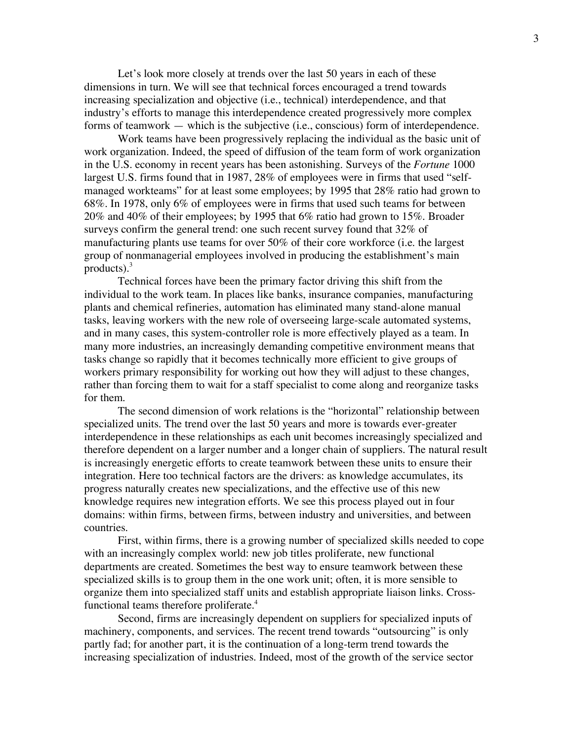Let's look more closely at trends over the last 50 years in each of these dimensions in turn. We will see that technical forces encouraged a trend towards increasing specialization and objective (i.e., technical) interdependence, and that industry's efforts to manage this interdependence created progressively more complex forms of teamwork — which is the subjective (i.e., conscious) form of interdependence.

Work teams have been progressively replacing the individual as the basic unit of work organization. Indeed, the speed of diffusion of the team form of work organization in the U.S. economy in recent years has been astonishing. Surveys of the *Fortune* 1000 largest U.S. firms found that in 1987, 28% of employees were in firms that used "self-managed workteams" for at least some employees; by 1995 that 28% ratio had grown to 68%. In 1978, only 6% of employees were in firms that used such teams for between 20% and 40% of their employees; by 1995 that 6% ratio had grown to 15%. Broader surveys confirm the general trend: one such recent survey found that 32% of manufacturing plants use teams for over 50% of their core workforce (i.e. the largest group of nonmanagerial employees involved in producing the establishment's main products).[3]

Technical forces have been the primary factor driving this shift from the individual to the work team. In places like banks, insurance companies, manufacturing plants and chemical refineries, automation has eliminated many stand-alone manual tasks, leaving workers with the new role of overseeing large-scale automated systems, and in many cases, this system-controller role is more effectively played as a team. In many more industries, an increasingly demanding competitive environment means that tasks change so rapidly that it becomes technically more efficient to give groups of workers primary responsibility for working out how they will adjust to these changes, rather than forcing them to wait for a staff specialist to come along and reorganize tasks for them.

The second dimension of work relations is the "horizontal" relationship between specialized units. The trend over the last 50 years and more is towards ever-greater interdependence in these relationships as each unit becomes increasingly specialized and therefore dependent on a larger number and a longer chain of suppliers. The natural result is increasingly energetic efforts to create teamwork between these units to ensure their integration. Here too technical factors are the drivers: as knowledge accumulates, its progress naturally creates new specializations, and the effective use of this new knowledge requires new integration efforts. We see this process played out in four domains: within firms, between firms, between industry and universities, and between countries.

First, within firms, there is a growing number of specialized skills needed to cope with an increasingly complex world: new job titles proliferate, new functional departments are created. Sometimes the best way to ensure teamwork between these specialized skills is to group them in the one work unit; often, it is more sensible to organize them into specialized staff units and establish appropriate liaison links. Cross-functional teams therefore proliferate.[4]

Second, firms are increasingly dependent on suppliers for specialized inputs of machinery, components, and services. The recent trend towards "outsourcing" is only partly fad; for another part, it is the continuation of a long-term trend towards the increasing specialization of industries. Indeed, most of the growth of the service sector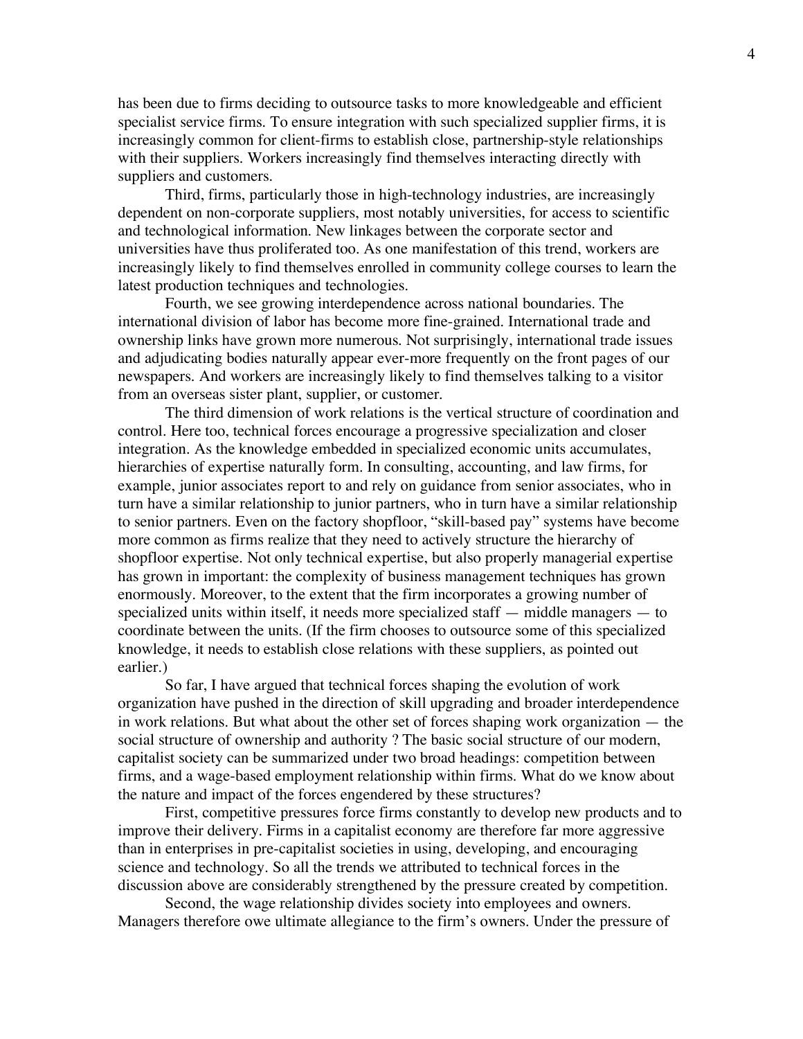has been due to firms deciding to outsource tasks to more knowledgeable and efficient specialist service firms. To ensure integration with such specialized supplier firms, it is increasingly common for client-firms to establish close, partnership-style relationships with their suppliers. Workers increasingly find themselves interacting directly with suppliers and customers.

Third, firms, particularly those in high-technology industries, are increasingly dependent on non-corporate suppliers, most notably universities, for access to scientific and technological information. New linkages between the corporate sector and universities have thus proliferated too. As one manifestation of this trend, workers are increasingly likely to find themselves enrolled in community college courses to learn the latest production techniques and technologies.

Fourth, we see growing interdependence across national boundaries. The international division of labor has become more fine-grained. International trade and ownership links have grown more numerous. Not surprisingly, international trade issues and adjudicating bodies naturally appear ever-more frequently on the front pages of our newspapers. And workers are increasingly likely to find themselves talking to a visitor from an overseas sister plant, supplier, or customer.

The third dimension of work relations is the vertical structure of coordination and control. Here too, technical forces encourage a progressive specialization and closer integration. As the knowledge embedded in specialized economic units accumulates, hierarchies of expertise naturally form. In consulting, accounting, and law firms, for example, junior associates report to and rely on guidance from senior associates, who in turn have a similar relationship to junior partners, who in turn have a similar relationship to senior partners. Even on the factory shopfloor, "skill-based pay" systems have become more common as firms realize that they need to actively structure the hierarchy of shopfloor expertise. Not only technical expertise, but also properly managerial expertise has grown in important: the complexity of business management techniques has grown enormously. Moreover, to the extent that the firm incorporates a growing number of specialized units within itself, it needs more specialized staff — middle managers — to coordinate between the units. (If the firm chooses to outsource some of this specialized knowledge, it needs to establish close relations with these suppliers, as pointed out earlier.)

So far, I have argued that technical forces shaping the evolution of work organization have pushed in the direction of skill upgrading and broader interdependence in work relations. But what about the other set of forces shaping work organization — the social structure of ownership and authority ? The basic social structure of our modern, capitalist society can be summarized under two broad headings: competition between firms, and a wage-based employment relationship within firms. What do we know about the nature and impact of the forces engendered by these structures?

First, competitive pressures force firms constantly to develop new products and to improve their delivery. Firms in a capitalist economy are therefore far more aggressive than in enterprises in pre-capitalist societies in using, developing, and encouraging science and technology. So all the trends we attributed to technical forces in the discussion above are considerably strengthened by the pressure created by competition.

Second, the wage relationship divides society into employees and owners. Managers therefore owe ultimate allegiance to the firm's owners. Under the pressure of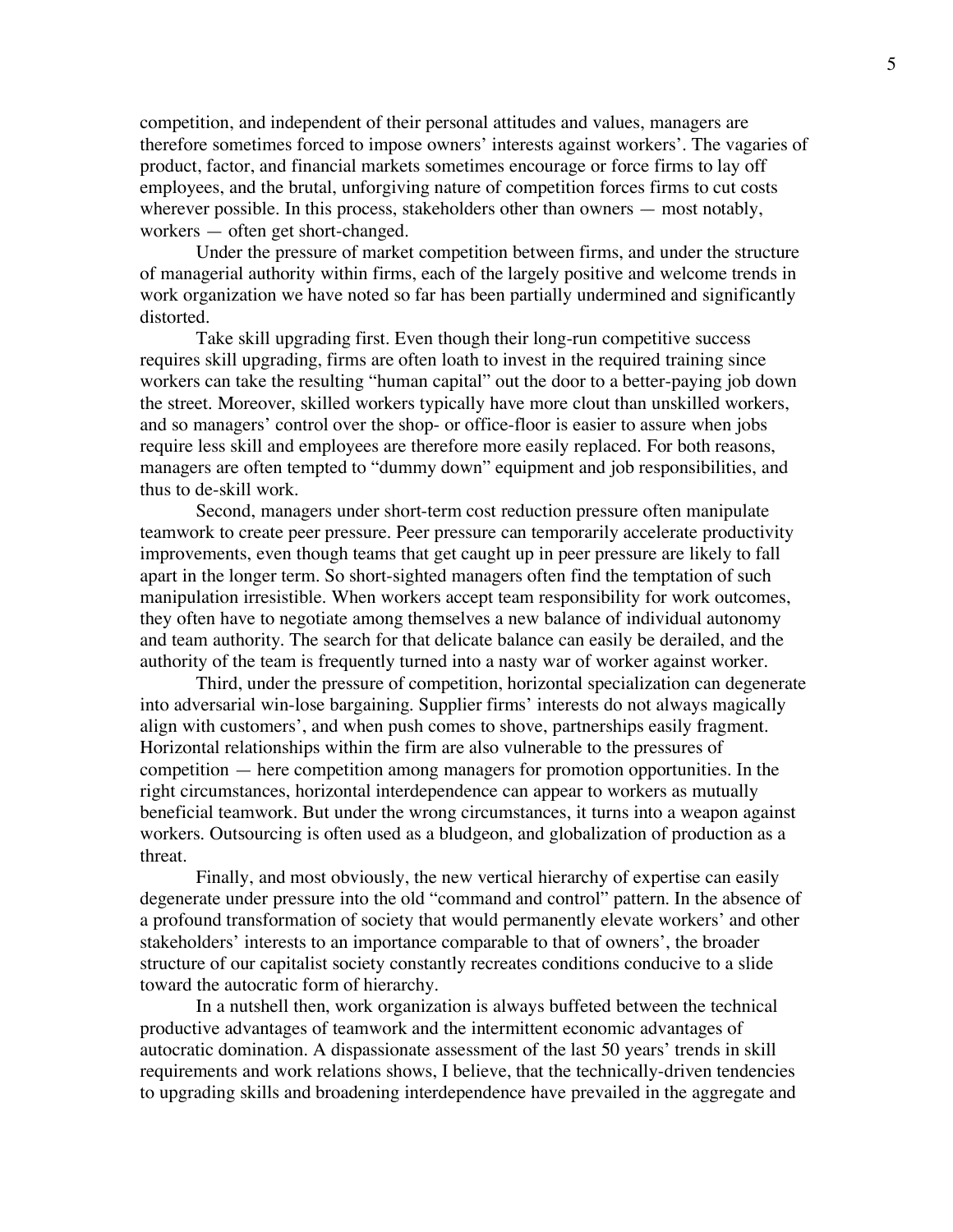competition, and independent of their personal attitudes and values, managers are therefore sometimes forced to impose owners' interests against workers'. The vagaries of product, factor, and financial markets sometimes encourage or force firms to lay off employees, and the brutal, unforgiving nature of competition forces firms to cut costs wherever possible. In this process, stakeholders other than owners — most notably, workers — often get short-changed.

Under the pressure of market competition between firms, and under the structure of managerial authority within firms, each of the largely positive and welcome trends in work organization we have noted so far has been partially undermined and significantly distorted.

Take skill upgrading first. Even though their long-run competitive success requires skill upgrading, firms are often loath to invest in the required training since workers can take the resulting "human capital" out the door to a better-paying job down the street. Moreover, skilled workers typically have more clout than unskilled workers, and so managers' control over the shop- or office-floor is easier to assure when jobs require less skill and employees are therefore more easily replaced. For both reasons, managers are often tempted to "dummy down" equipment and job responsibilities, and thus to de-skill work.

Second, managers under short-term cost reduction pressure often manipulate teamwork to create peer pressure. Peer pressure can temporarily accelerate productivity improvements, even though teams that get caught up in peer pressure are likely to fall apart in the longer term. So short-sighted managers often find the temptation of such manipulation irresistible. When workers accept team responsibility for work outcomes, they often have to negotiate among themselves a new balance of individual autonomy and team authority. The search for that delicate balance can easily be derailed, and the authority of the team is frequently turned into a nasty war of worker against worker.

Third, under the pressure of competition, horizontal specialization can degenerate into adversarial win-lose bargaining. Supplier firms' interests do not always magically align with customers', and when push comes to shove, partnerships easily fragment. Horizontal relationships within the firm are also vulnerable to the pressures of competition — here competition among managers for promotion opportunities. In the right circumstances, horizontal interdependence can appear to workers as mutually beneficial teamwork. But under the wrong circumstances, it turns into a weapon against workers. Outsourcing is often used as a bludgeon, and globalization of production as a threat.

Finally, and most obviously, the new vertical hierarchy of expertise can easily degenerate under pressure into the old "command and control" pattern. In the absence of a profound transformation of society that would permanently elevate workers' and other stakeholders' interests to an importance comparable to that of owners', the broader structure of our capitalist society constantly recreates conditions conducive to a slide toward the autocratic form of hierarchy.

In a nutshell then, work organization is always buffeted between the technical productive advantages of teamwork and the intermittent economic advantages of autocratic domination. A dispassionate assessment of the last 50 years' trends in skill requirements and work relations shows, I believe, that the technically-driven tendencies to upgrading skills and broadening interdependence have prevailed in the aggregate and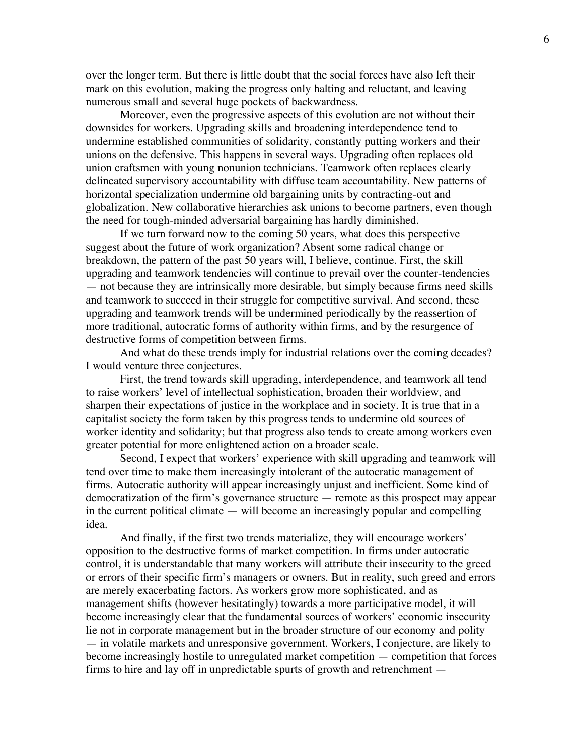over the longer term. But there is little doubt that the social forces have also left their mark on this evolution, making the progress only halting and reluctant, and leaving numerous small and several huge pockets of backwardness.

Moreover, even the progressive aspects of this evolution are not without their downsides for workers. Upgrading skills and broadening interdependence tend to undermine established communities of solidarity, constantly putting workers and their unions on the defensive. This happens in several ways. Upgrading often replaces old union craftsmen with young nonunion technicians. Teamwork often replaces clearly delineated supervisory accountability with diffuse team accountability. New patterns of horizontal specialization undermine old bargaining units by contracting-out and globalization. New collaborative hierarchies ask unions to become partners, even though the need for tough-minded adversarial bargaining has hardly diminished.

If we turn forward now to the coming 50 years, what does this perspective suggest about the future of work organization? Absent some radical change or breakdown, the pattern of the past 50 years will, I believe, continue. First, the skill upgrading and teamwork tendencies will continue to prevail over the counter-tendencies — not because they are intrinsically more desirable, but simply because firms need skills and teamwork to succeed in their struggle for competitive survival. And second, these upgrading and teamwork trends will be undermined periodically by the reassertion of more traditional, autocratic forms of authority within firms, and by the resurgence of destructive forms of competition between firms.

And what do these trends imply for industrial relations over the coming decades? I would venture three conjectures.

First, the trend towards skill upgrading, interdependence, and teamwork all tend to raise workers' level of intellectual sophistication, broaden their worldview, and sharpen their expectations of justice in the workplace and in society. It is true that in a capitalist society the form taken by this progress tends to undermine old sources of worker identity and solidarity; but that progress also tends to create among workers even greater potential for more enlightened action on a broader scale.

Second, I expect that workers' experience with skill upgrading and teamwork will tend over time to make them increasingly intolerant of the autocratic management of firms. Autocratic authority will appear increasingly unjust and inefficient. Some kind of democratization of the firm's governance structure — remote as this prospect may appear in the current political climate — will become an increasingly popular and compelling idea.

And finally, if the first two trends materialize, they will encourage workers' opposition to the destructive forms of market competition. In firms under autocratic control, it is understandable that many workers will attribute their insecurity to the greed or errors of their specific firm's managers or owners. But in reality, such greed and errors are merely exacerbating factors. As workers grow more sophisticated, and as management shifts (however hesitatingly) towards a more participative model, it will become increasingly clear that the fundamental sources of workers' economic insecurity lie not in corporate management but in the broader structure of our economy and polity — in volatile markets and unresponsive government. Workers, I conjecture, are likely to become increasingly hostile to unregulated market competition — competition that forces firms to hire and lay off in unpredictable spurts of growth and retrenchment —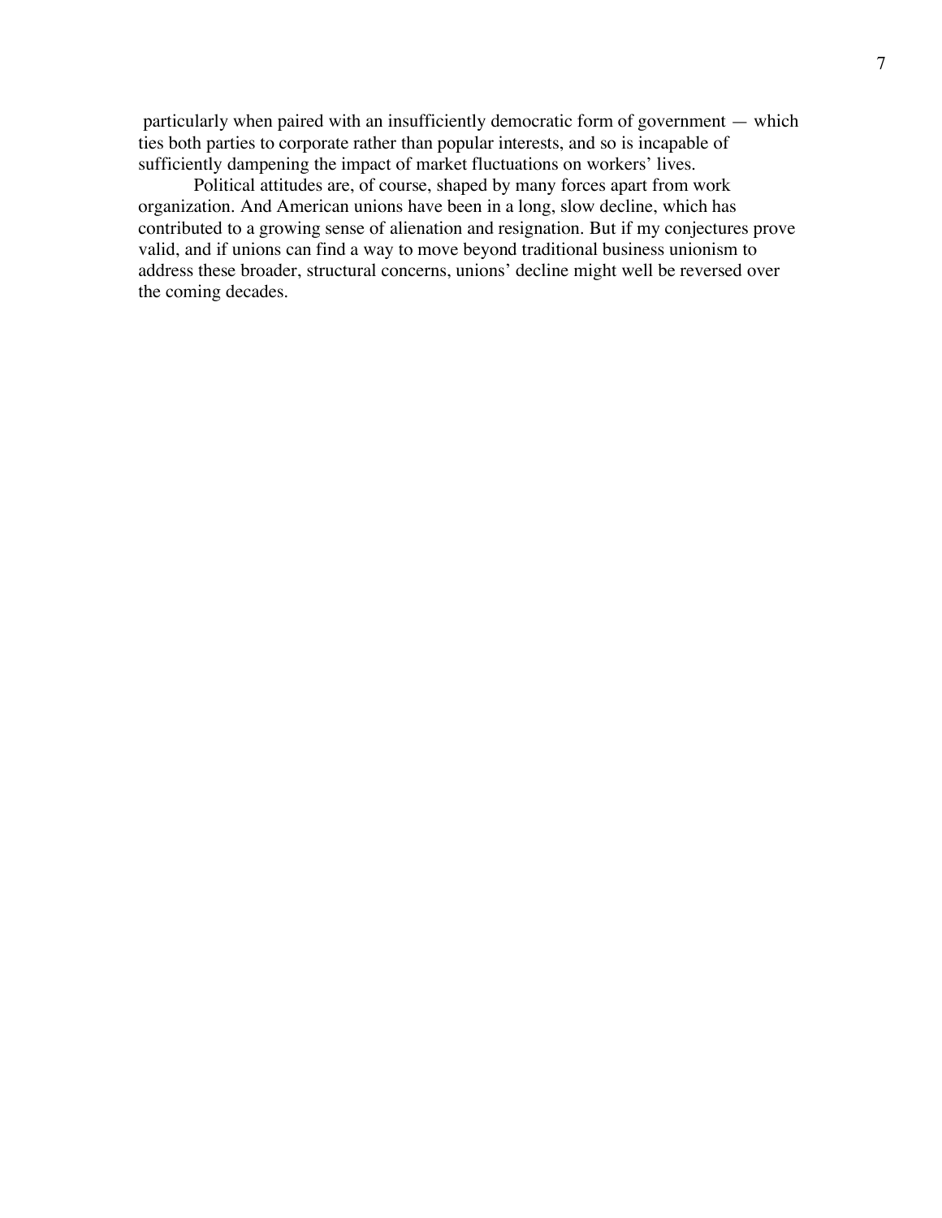particularly when paired with an insufficiently democratic form of government — which ties both parties to corporate rather than popular interests, and so is incapable of sufficiently dampening the impact of market fluctuations on workers' lives.

Political attitudes are, of course, shaped by many forces apart from work organization. And American unions have been in a long, slow decline, which has contributed to a growing sense of alienation and resignation. But if my conjectures prove valid, and if unions can find a way to move beyond traditional business unionism to address these broader, structural concerns, unions' decline might well be reversed over the coming decades.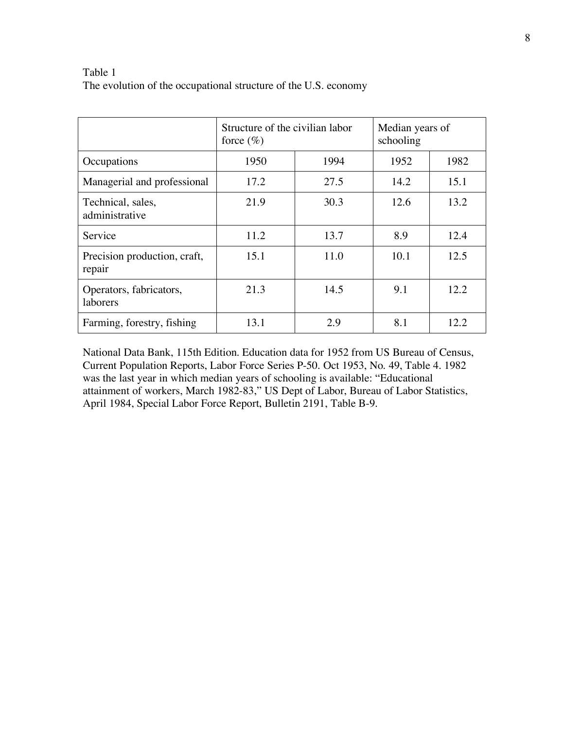Table 1
The evolution of the occupational structure of the U.S. economy

| | Structure of the civilian labor force (%) | | Median years of schooling | |
|---|---|---|---|---|
| Occupations | 1950 | 1994 | 1952 | 1982 |
| Managerial and professional | 17.2 | 27.5 | 14.2 | 15.1 |
| Technical, sales, administrative | 21.9 | 30.3 | 12.6 | 13.2 |
| Service | 11.2 | 13.7 | 8.9 | 12.4 |
| Precision production, craft, repair | 15.1 | 11.0 | 10.1 | 12.5 |
| Operators, fabricators, laborers | 21.3 | 14.5 | 9.1 | 12.2 |
| Farming, forestry, fishing | 13.1 | 2.9 | 8.1 | 12.2 |

National Data Bank, 115th Edition. Education data for 1952 from US Bureau of Census, Current Population Reports, Labor Force Series P-50. Oct 1953, No. 49, Table 4. 1982 was the last year in which median years of schooling is available: "Educational attainment of workers, March 1982-83," US Dept of Labor, Bureau of Labor Statistics, April 1984, Special Labor Force Report, Bulletin 2191, Table B-9.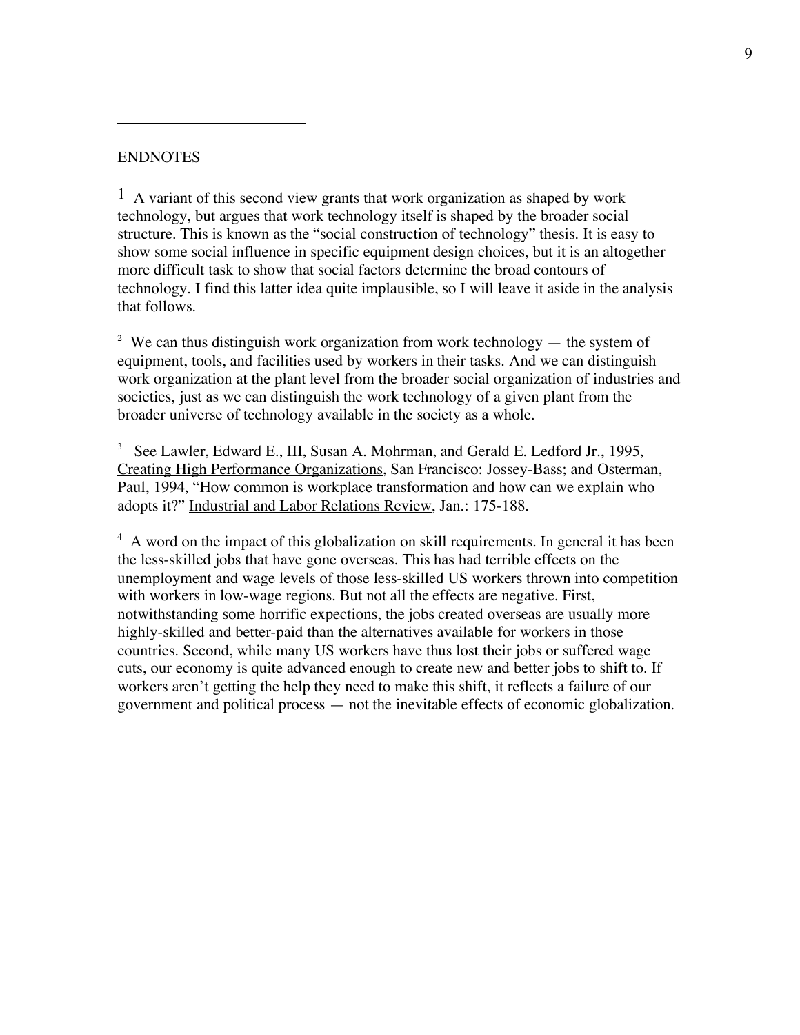## ENDNOTES

[1] A variant of this second view grants that work organization as shaped by work technology, but argues that work technology itself is shaped by the broader social structure. This is known as the "social construction of technology" thesis. It is easy to show some social influence in specific equipment design choices, but it is an altogether more difficult task to show that social factors determine the broad contours of technology. I find this latter idea quite implausible, so I will leave it aside in the analysis that follows.

[2] We can thus distinguish work organization from work technology — the system of equipment, tools, and facilities used by workers in their tasks. And we can distinguish work organization at the plant level from the broader social organization of industries and societies, just as we can distinguish the work technology of a given plant from the broader universe of technology available in the society as a whole.

[3] See Lawler, Edward E., III, Susan A. Mohrman, and Gerald E. Ledford Jr., 1995, Creating High Performance Organizations, San Francisco: Jossey-Bass; and Osterman, Paul, 1994, "How common is workplace transformation and how can we explain who adopts it?" Industrial and Labor Relations Review, Jan.: 175-188.

[4] A word on the impact of this globalization on skill requirements. In general it has been the less-skilled jobs that have gone overseas. This has had terrible effects on the unemployment and wage levels of those less-skilled US workers thrown into competition with workers in low-wage regions. But not all the effects are negative. First, notwithstanding some horrific expections, the jobs created overseas are usually more highly-skilled and better-paid than the alternatives available for workers in those countries. Second, while many US workers have thus lost their jobs or suffered wage cuts, our economy is quite advanced enough to create new and better jobs to shift to. If workers aren't getting the help they need to make this shift, it reflects a failure of our government and political process — not the inevitable effects of economic globalization.